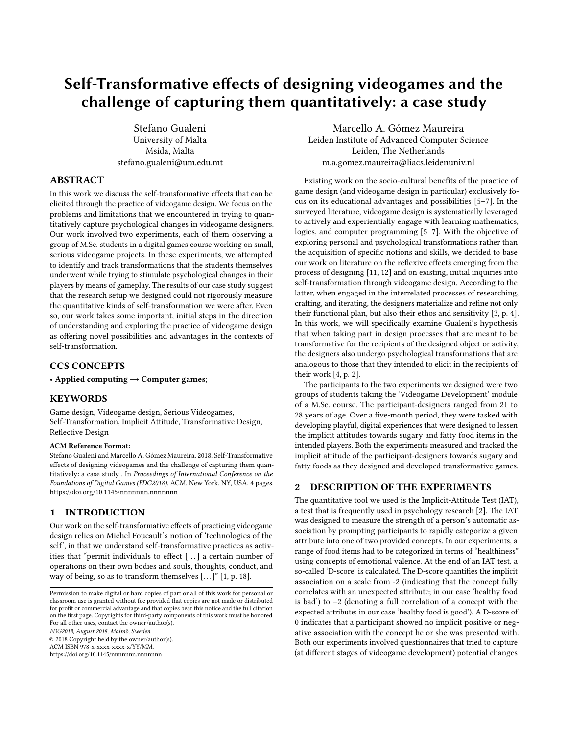# Self-Transformative effects of designing videogames and the challenge of capturing them quantitatively: a case study

Stefano Gualeni
University of Malta
Msida, Malta
stefano.gualeni@um.edu.mt

Marcello A. Gómez Maureira
Leiden Institute of Advanced Computer Science
Leiden, The Netherlands
m.a.gomez.maureira@liacs.leidenuniv.nl

## ABSTRACT

In this work we discuss the self-transformative effects that can be elicited through the practice of videogame design. We focus on the problems and limitations that we encountered in trying to quantitatively capture psychological changes in videogame designers. Our work involved two experiments, each of them observing a group of M.Sc. students in a digital games course working on small, serious videogame projects. In these experiments, we attempted to identify and track transformations that the students themselves underwent while trying to stimulate psychological changes in their players by means of gameplay. The results of our case study suggest that the research setup we designed could not rigorously measure the quantitative kinds of self-transformation we were after. Even so, our work takes some important, initial steps in the direction of understanding and exploring the practice of videogame design as offering novel possibilities and advantages in the contexts of self-transformation.

## CCS CONCEPTS

• **Applied computing → Computer games**;

## KEYWORDS

Game design, Videogame design, Serious Videogames, Self-Transformation, Implicit Attitude, Transformative Design, Reflective Design

**ACM Reference Format:**

Stefano Gualeni and Marcello A. Gómez Maureira. 2018. Self-Transformative effects of designing videogames and the challenge of capturing them quantitatively: a case study . In *Proceedings of International Conference on the Foundations of Digital Games (FDG2018).* ACM, New York, NY, USA, 4 pages. https://doi.org/10.1145/nnnnnnn.nnnnnnn

## 1 INTRODUCTION

Our work on the self-transformative effects of practicing videogame design relies on Michel Foucault's notion of 'technologies of the self', in that we understand self-transformative practices as activities that "permit individuals to effect [...] a certain number of operations on their own bodies and souls, thoughts, conduct, and way of being, so as to transform themselves [...]" [1, p. 18].

Permission to make digital or hard copies of part or all of this work for personal or classroom use is granted without fee provided that copies are not made or distributed for profit or commercial advantage and that copies bear this notice and the full citation on the first page. Copyrights for third-party components of this work must be honored. For all other uses, contact the owner/author(s).
*FDG2018, August 2018, Malmö, Sweden*
© 2018 Copyright held by the owner/author(s).
ACM ISBN 978-x-xxxx-xxxx-x/YY/MM.
https://doi.org/10.1145/nnnnnnn.nnnnnnn

Existing work on the socio-cultural benefits of the practice of game design (and videogame design in particular) exclusively focus on its educational advantages and possibilities [5–7]. In the surveyed literature, videogame design is systematically leveraged to actively and experientially engage with learning mathematics, logics, and computer programming [5–7]. With the objective of exploring personal and psychological transformations rather than the acquisition of specific notions and skills, we decided to base our work on literature on the reflexive effects emerging from the process of designing [11, 12] and on existing, initial inquiries into self-transformation through videogame design. According to the latter, when engaged in the interrelated processes of researching, crafting, and iterating, the designers materialize and refine not only their functional plan, but also their ethos and sensitivity [3, p. 4]. In this work, we will specifically examine Gualeni's hypothesis that when taking part in design processes that are meant to be transformative for the recipients of the designed object or activity, the designers also undergo psychological transformations that are analogous to those that they intended to elicit in the recipients of their work [4, p. 2].

The participants to the two experiments we designed were two groups of students taking the 'Videogame Development' module of a M.Sc. course. The participant-designers ranged from 21 to 28 years of age. Over a five-month period, they were tasked with developing playful, digital experiences that were designed to lessen the implicit attitudes towards sugary and fatty food items in the intended players. Both the experiments measured and tracked the implicit attitude of the participant-designers towards sugary and fatty foods as they designed and developed transformative games.

## 2 DESCRIPTION OF THE EXPERIMENTS

The quantitative tool we used is the Implicit-Attitude Test (IAT), a test that is frequently used in psychology research [2]. The IAT was designed to measure the strength of a person's automatic association by prompting participants to rapidly categorize a given attribute into one of two provided concepts. In our experiments, a range of food items had to be categorized in terms of "healthiness" using concepts of emotional valence. At the end of an IAT test, a so-called 'D-score' is calculated. The D-score quantifies the implicit association on a scale from -2 (indicating that the concept fully correlates with an unexpected attribute; in our case 'healthy food is bad') to +2 (denoting a full correlation of a concept with the expected attribute; in our case 'healthy food is good'). A D-score of 0 indicates that a participant showed no implicit positive or negative association with the concept he or she was presented with. Both our experiments involved questionnaires that tried to capture (at different stages of videogame development) potential changes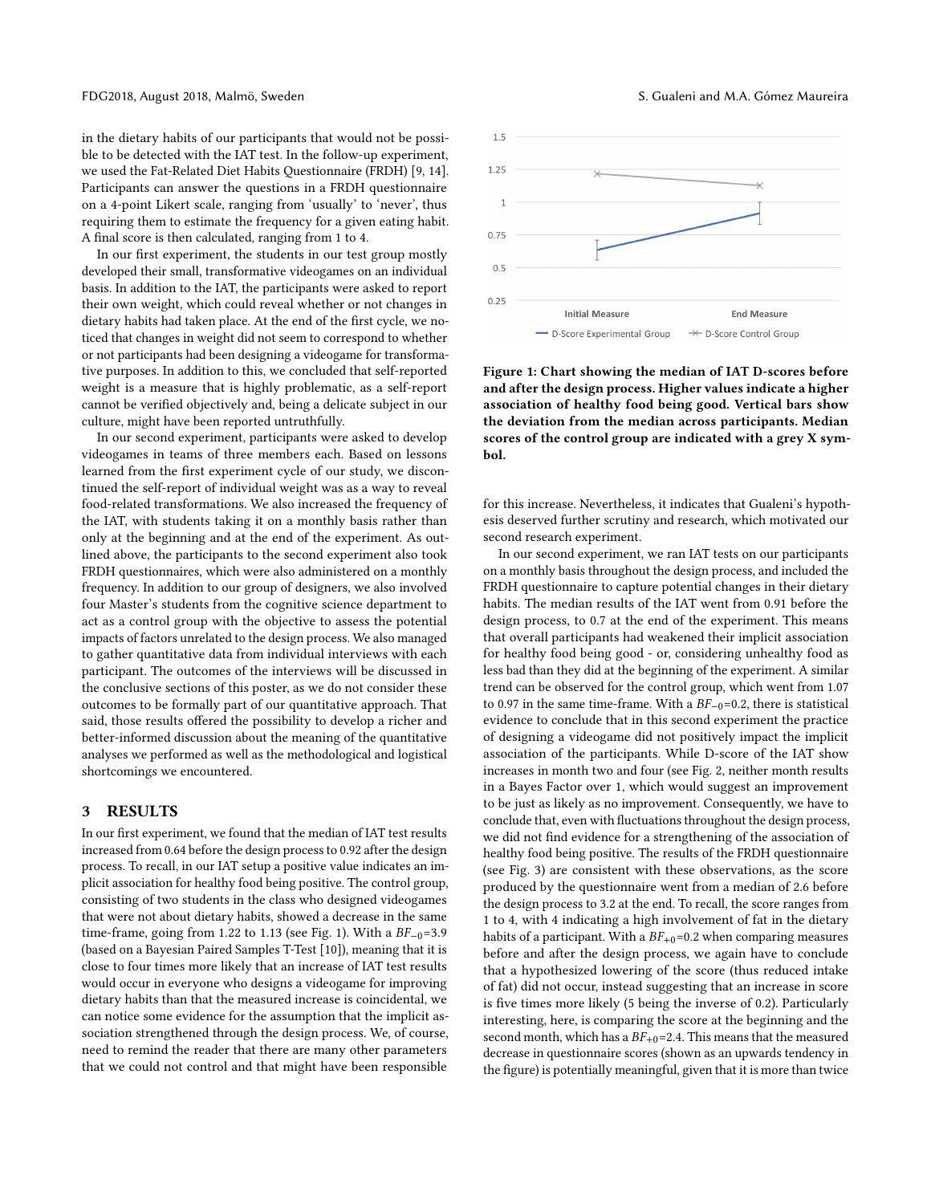in the dietary habits of our participants that would not be possible to be detected with the IAT test. In the follow-up experiment, we used the Fat-Related Diet Habits Questionnaire (FRDH) [9, 14]. Participants can answer the questions in a FRDH questionnaire on a 4-point Likert scale, ranging from 'usually' to 'never', thus requiring them to estimate the frequency for a given eating habit. A final score is then calculated, ranging from 1 to 4.

In our first experiment, the students in our test group mostly developed their small, transformative videogames on an individual basis. In addition to the IAT, the participants were asked to report their own weight, which could reveal whether or not changes in dietary habits had taken place. At the end of the first cycle, we noticed that changes in weight did not seem to correspond to whether or not participants had been designing a videogame for transformative purposes. In addition to this, we concluded that self-reported weight is a measure that is highly problematic, as a self-report cannot be verified objectively and, being a delicate subject in our culture, might have been reported untruthfully.

In our second experiment, participants were asked to develop videogames in teams of three members each. Based on lessons learned from the first experiment cycle of our study, we discontinued the self-report of individual weight was as a way to reveal food-related transformations. We also increased the frequency of the IAT, with students taking it on a monthly basis rather than only at the beginning and at the end of the experiment. As outlined above, the participants to the second experiment also took FRDH questionnaires, which were also administered on a monthly frequency. In addition to our group of designers, we also involved four Master's students from the cognitive science department to act as a control group with the objective to assess the potential impacts of factors unrelated to the design process. We also managed to gather quantitative data from individual interviews with each participant. The outcomes of the interviews will be discussed in the conclusive sections of this poster, as we do not consider these outcomes to be formally part of our quantitative approach. That said, those results offered the possibility to develop a richer and better-informed discussion about the meaning of the quantitative analyses we performed as well as the methodological and logistical shortcomings we encountered.

## 3 RESULTS

In our first experiment, we found that the median of IAT test results increased from 0.64 before the design process to 0.92 after the design process. To recall, in our IAT setup a positive value indicates an implicit association for healthy food being positive. The control group, consisting of two students in the class who designed videogames that were not about dietary habits, showed a decrease in the same time-frame, going from 1.22 to 1.13 (see Fig. 1). With a $BF_{-0}$=3.9 (based on a Bayesian Paired Samples T-Test [10]), meaning that it is close to four times more likely that an increase of IAT test results would occur in everyone who designs a videogame for improving dietary habits than that the measured increase is coincidental, we can notice some evidence for the assumption that the implicit association strengthened through the design process. We, of course, need to remind the reader that there are many other parameters that we could not control and that might have been responsible

1.5
1.25
1
0.75
0.5
0.25
Initial Measure
End Measure
D-Score Experimental Group
D-Score Control Group

**Figure 1: Chart showing the median of IAT D-scores before and after the design process. Higher values indicate a higher association of healthy food being good. Vertical bars show the deviation from the median across participants. Median scores of the control group are indicated with a grey X symbol.**

for this increase. Nevertheless, it indicates that Gualeni's hypothesis deserved further scrutiny and research, which motivated our second research experiment.

In our second experiment, we ran IAT tests on our participants on a monthly basis throughout the design process, and included the FRDH questionnaire to capture potential changes in their dietary habits. The median results of the IAT went from 0.91 before the design process, to 0.7 at the end of the experiment. This means that overall participants had weakened their implicit association for healthy food being good - or, considering unhealthy food as less bad than they did at the beginning of the experiment. A similar trend can be observed for the control group, which went from 1.07 to 0.97 in the same time-frame. With a $BF_{-0}$=0.2, there is statistical evidence to conclude that in this second experiment the practice of designing a videogame did not positively impact the implicit association of the participants. While D-score of the IAT show increases in month two and four (see Fig. 2, neither month results in a Bayes Factor over 1, which would suggest an improvement to be just as likely as no improvement. Consequently, we have to conclude that, even with fluctuations throughout the design process, we did not find evidence for a strengthening of the association of healthy food being positive. The results of the FRDH questionnaire (see Fig. 3) are consistent with these observations, as the score produced by the questionnaire went from a median of 2.6 before the design process to 3.2 at the end. To recall, the score ranges from 1 to 4, with 4 indicating a high involvement of fat in the dietary habits of a participant. With a $BF_{+0}$=0.2 when comparing measures before and after the design process, we again have to conclude that a hypothesized lowering of the score (thus reduced intake of fat) did not occur, instead suggesting that an increase in score is five times more likely (5 being the inverse of 0.2). Particularly interesting, here, is comparing the score at the beginning and the second month, which has a $BF_{+0}$=2.4. This means that the measured decrease in questionnaire scores (shown as an upwards tendency in the figure) is potentially meaningful, given that it is more than twice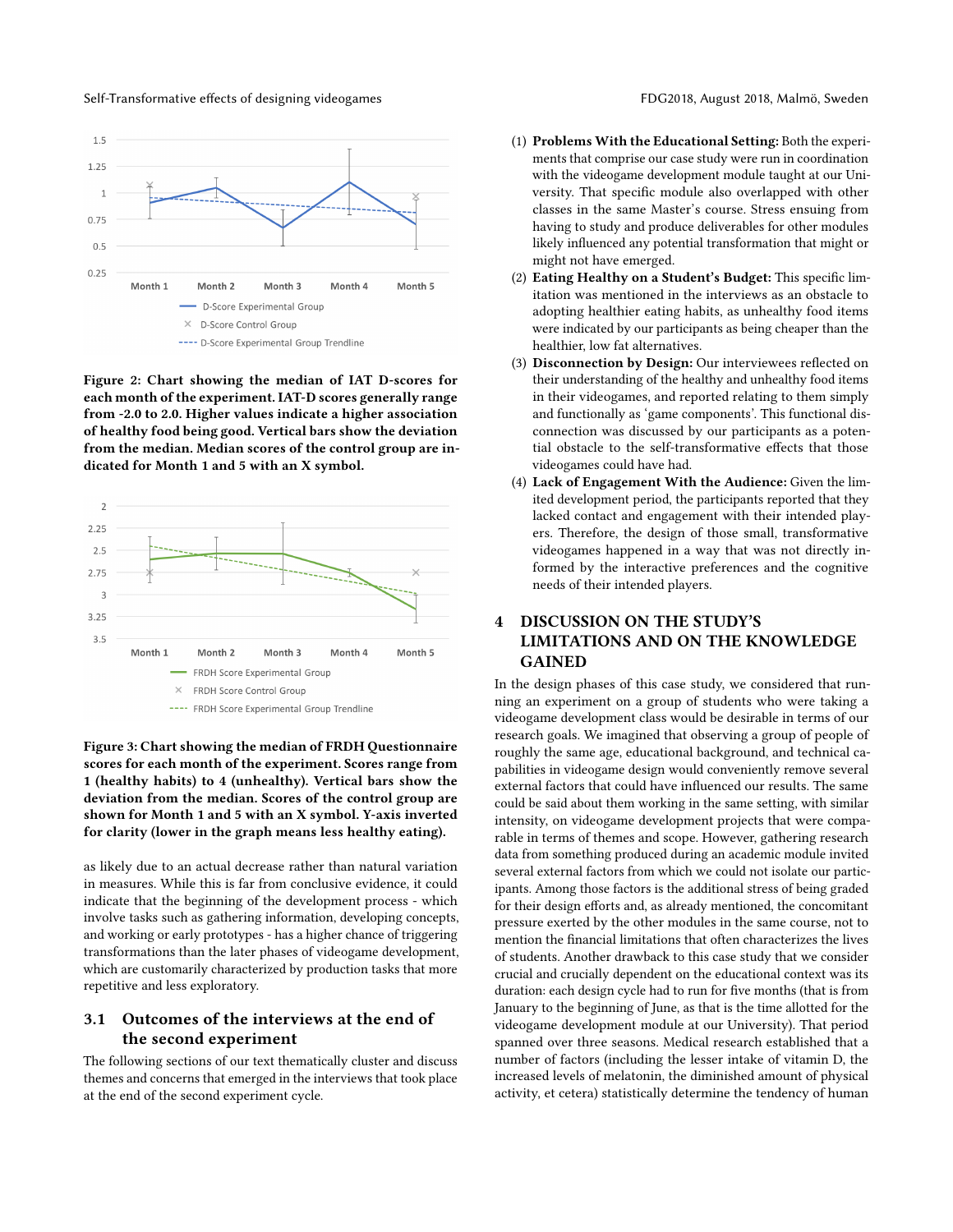1.5
1.25
1
0.75
0.5
0.25

Month 1 Month 2 Month 3 Month 4 Month 5

D-Score Experimental Group
D-Score Control Group
D-Score Experimental Group Trendline

**Figure 2: Chart showing the median of IAT D-scores for each month of the experiment. IAT-D scores generally range from -2.0 to 2.0. Higher values indicate a higher association of healthy food being good. Vertical bars show the deviation from the median. Median scores of the control group are indicated for Month 1 and 5 with an X symbol.**

2
2.25
2.5
2.75
3
3.25
3.5

Month 1 Month 2 Month 3 Month 4 Month 5

FRDH Score Experimental Group
FRDH Score Control Group
FRDH Score Experimental Group Trendline

**Figure 3: Chart showing the median of FRDH Questionnaire scores for each month of the experiment. Scores range from 1 (healthy habits) to 4 (unhealthy). Vertical bars show the deviation from the median. Scores of the control group are shown for Month 1 and 5 with an X symbol. Y-axis inverted for clarity (lower in the graph means less healthy eating).**

as likely due to an actual decrease rather than natural variation in measures. While this is far from conclusive evidence, it could indicate that the beginning of the development process - which involve tasks such as gathering information, developing concepts, and working or early prototypes - has a higher chance of triggering transformations than the later phases of videogame development, which are customarily characterized by production tasks that more repetitive and less exploratory.

## 3.1 Outcomes of the interviews at the end of the second experiment

The following sections of our text thematically cluster and discuss themes and concerns that emerged in the interviews that took place at the end of the second experiment cycle.

(1) **Problems With the Educational Setting:** Both the experiments that comprise our case study were run in coordination with the videogame development module taught at our University. That specific module also overlapped with other classes in the same Master's course. Stress ensuing from having to study and produce deliverables for other modules likely influenced any potential transformation that might or might not have emerged.

(2) **Eating Healthy on a Student's Budget:** This specific limitation was mentioned in the interviews as an obstacle to adopting healthier eating habits, as unhealthy food items were indicated by our participants as being cheaper than the healthier, low fat alternatives.

(3) **Disconnection by Design:** Our interviewees reflected on their understanding of the healthy and unhealthy food items in their videogames, and reported relating to them simply and functionally as 'game components'. This functional disconnection was discussed by our participants as a potential obstacle to the self-transformative effects that those videogames could have had.

(4) **Lack of Engagement With the Audience:** Given the limited development period, the participants reported that they lacked contact and engagement with their intended players. Therefore, the design of those small, transformative videogames happened in a way that was not directly informed by the interactive preferences and the cognitive needs of their intended players.

# 4 DISCUSSION ON THE STUDY'S LIMITATIONS AND ON THE KNOWLEDGE GAINED

In the design phases of this case study, we considered that running an experiment on a group of students who were taking a videogame development class would be desirable in terms of our research goals. We imagined that observing a group of people of roughly the same age, educational background, and technical capabilities in videogame design would conveniently remove several external factors that could have influenced our results. The same could be said about them working in the same setting, with similar intensity, on videogame development projects that were comparable in terms of themes and scope. However, gathering research data from something produced during an academic module invited several external factors from which we could not isolate our participants. Among those factors is the additional stress of being graded for their design efforts and, as already mentioned, the concomitant pressure exerted by the other modules in the same course, not to mention the financial limitations that often characterizes the lives of students. Another drawback to this case study that we consider crucial and crucially dependent on the educational context was its duration: each design cycle had to run for five months (that is from January to the beginning of June, as that is the time allotted for the videogame development module at our University). That period spanned over three seasons. Medical research established that a number of factors (including the lesser intake of vitamin D, the increased levels of melatonin, the diminished amount of physical activity, et cetera) statistically determine the tendency of human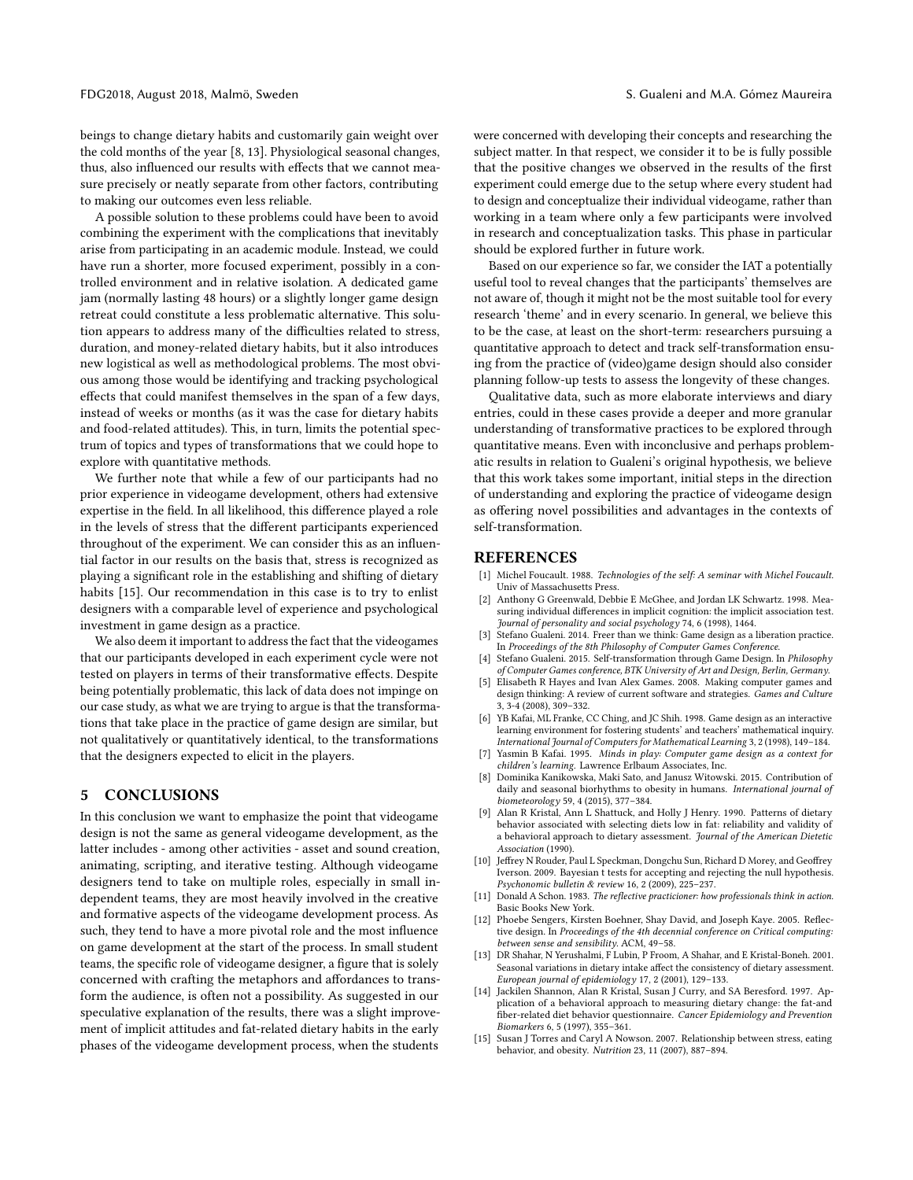beings to change dietary habits and customarily gain weight over the cold months of the year [8, 13]. Physiological seasonal changes, thus, also influenced our results with effects that we cannot measure precisely or neatly separate from other factors, contributing to making our outcomes even less reliable.

A possible solution to these problems could have been to avoid combining the experiment with the complications that inevitably arise from participating in an academic module. Instead, we could have run a shorter, more focused experiment, possibly in a controlled environment and in relative isolation. A dedicated game jam (normally lasting 48 hours) or a slightly longer game design retreat could constitute a less problematic alternative. This solution appears to address many of the difficulties related to stress, duration, and money-related dietary habits, but it also introduces new logistical as well as methodological problems. The most obvious among those would be identifying and tracking psychological effects that could manifest themselves in the span of a few days, instead of weeks or months (as it was the case for dietary habits and food-related attitudes). This, in turn, limits the potential spectrum of topics and types of transformations that we could hope to explore with quantitative methods.

We further note that while a few of our participants had no prior experience in videogame development, others had extensive expertise in the field. In all likelihood, this difference played a role in the levels of stress that the different participants experienced throughout of the experiment. We can consider this as an influential factor in our results on the basis that, stress is recognized as playing a significant role in the establishing and shifting of dietary habits [15]. Our recommendation in this case is to try to enlist designers with a comparable level of experience and psychological investment in game design as a practice.

We also deem it important to address the fact that the videogames that our participants developed in each experiment cycle were not tested on players in terms of their transformative effects. Despite being potentially problematic, this lack of data does not impinge on our case study, as what we are trying to argue is that the transformations that take place in the practice of game design are similar, but not qualitatively or quantitatively identical, to the transformations that the designers expected to elicit in the players.

## 5 CONCLUSIONS

In this conclusion we want to emphasize the point that videogame design is not the same as general videogame development, as the latter includes - among other activities - asset and sound creation, animating, scripting, and iterative testing. Although videogame designers tend to take on multiple roles, especially in small independent teams, they are most heavily involved in the creative and formative aspects of the videogame development process. As such, they tend to have a more pivotal role and the most influence on game development at the start of the process. In small student teams, the specific role of videogame designer, a figure that is solely concerned with crafting the metaphors and affordances to transform the audience, is often not a possibility. As suggested in our speculative explanation of the results, there was a slight improvement of implicit attitudes and fat-related dietary habits in the early phases of the videogame development process, when the students were concerned with developing their concepts and researching the subject matter. In that respect, we consider it to be is fully possible that the positive changes we observed in the results of the first experiment could emerge due to the setup where every student had to design and conceptualize their individual videogame, rather than working in a team where only a few participants were involved in research and conceptualization tasks. This phase in particular should be explored further in future work.

Based on our experience so far, we consider the IAT a potentially useful tool to reveal changes that the participants' themselves are not aware of, though it might not be the most suitable tool for every research 'theme' and in every scenario. In general, we believe this to be the case, at least on the short-term: researchers pursuing a quantitative approach to detect and track self-transformation ensuing from the practice of (video)game design should also consider planning follow-up tests to assess the longevity of these changes.

Qualitative data, such as more elaborate interviews and diary entries, could in these cases provide a deeper and more granular understanding of transformative practices to be explored through quantitative means. Even with inconclusive and perhaps problematic results in relation to Gualeni's original hypothesis, we believe that this work takes some important, initial steps in the direction of understanding and exploring the practice of videogame design as offering novel possibilities and advantages in the contexts of self-transformation.

## REFERENCES

[1] Michel Foucault. 1988. *Technologies of the self: A seminar with Michel Foucault.* Univ of Massachusetts Press.

[2] Anthony G Greenwald, Debbie E McGhee, and Jordan LK Schwartz. 1998. Measuring individual differences in implicit cognition: the implicit association test. *Journal of personality and social psychology* 74, 6 (1998), 1464.

[3] Stefano Gualeni. 2014. Freer than we think: Game design as a liberation practice. In *Proceedings of the 8th Philosophy of Computer Games Conference.*

[4] Stefano Gualeni. 2015. Self-transformation through Game Design. In *Philosophy of Computer Games conference, BTK University of Art and Design, Berlin, Germany.*

[5] Elisabeth R Hayes and Ivan Alex Games. 2008. Making computer games and design thinking: A review of current software and strategies. *Games and Culture* 3, 3-4 (2008), 309–332.

[6] YB Kafai, ML Franke, CC Ching, and JC Shih. 1998. Game design as an interactive learning environment for fostering students' and teachers' mathematical inquiry. *International Journal of Computers for Mathematical Learning* 3, 2 (1998), 149–184.

[7] Yasmin B Kafai. 1995. *Minds in play: Computer game design as a context for children's learning.* Lawrence Erlbaum Associates, Inc.

[8] Dominika Kanikowska, Maki Sato, and Janusz Witowski. 2015. Contribution of daily and seasonal biorhythms to obesity in humans. *International journal of biometeorology* 59, 4 (2015), 377–384.

[9] Alan R Kristal, Ann L Shattuck, and Holly J Henry. 1990. Patterns of dietary behavior associated with selecting diets low in fat: reliability and validity of a behavioral approach to dietary assessment. *Journal of the American Dietetic Association* (1990).

[10] Jeffrey N Rouder, Paul L Speckman, Dongchu Sun, Richard D Morey, and Geoffrey Iverson. 2009. Bayesian t tests for accepting and rejecting the null hypothesis. *Psychonomic bulletin & review* 16, 2 (2009), 225–237.

[11] Donald A Schon. 1983. *The reflective practicioner: how professionals think in action.* Basic Books New York.

[12] Phoebe Sengers, Kirsten Boehner, Shay David, and Joseph Kaye. 2005. Reflective design. In *Proceedings of the 4th decennial conference on Critical computing: between sense and sensibility.* ACM, 49–58.

[13] DR Shahar, N Yerushalmi, F Lubin, P Froom, A Shahar, and E Kristal-Boneh. 2001. Seasonal variations in dietary intake affect the consistency of dietary assessment. *European journal of epidemiology* 17, 2 (2001), 129–133.

[14] Jackilen Shannon, Alan R Kristal, Susan J Curry, and SA Beresford. 1997. Application of a behavioral approach to measuring dietary change: the fat-and fiber-related diet behavior questionnaire. *Cancer Epidemiology and Prevention Biomarkers* 6, 5 (1997), 355–361.

[15] Susan J Torres and Caryl A Nowson. 2007. Relationship between stress, eating behavior, and obesity. *Nutrition* 23, 11 (2007), 887–894.